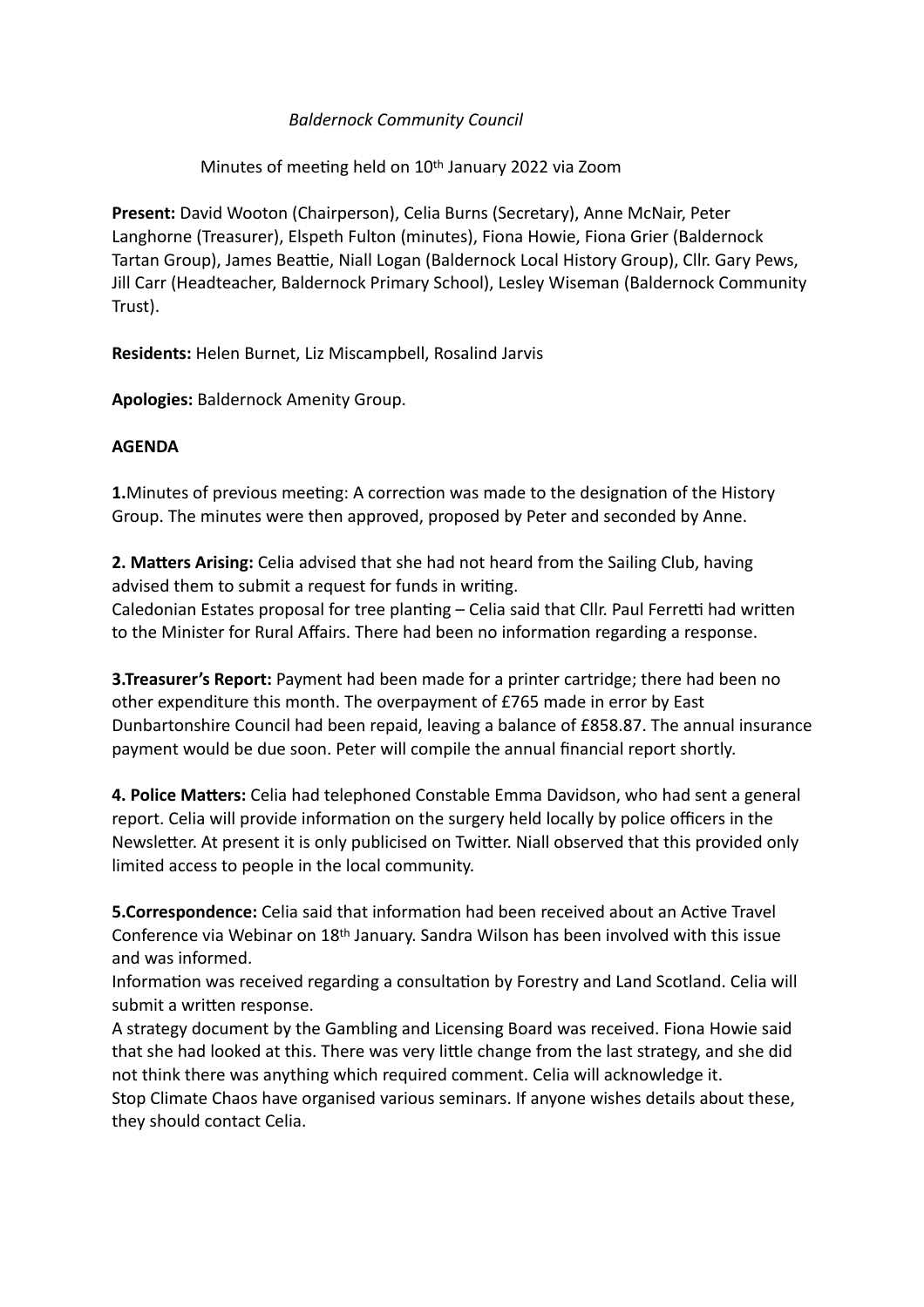*Baldernock Community Council*

Minutes of meeting held on 10th January 2022 via Zoom

**Present:** David Wooton (Chairperson), Celia Burns (Secretary), Anne McNair, Peter Langhorne (Treasurer), Elspeth Fulton (minutes), Fiona Howie, Fiona Grier (Baldernock Tartan Group), James Beattie, Niall Logan (Baldernock Local History Group), Cllr. Gary Pews, Jill Carr (Headteacher, Baldernock Primary School), Lesley Wiseman (Baldernock Community Trust).

**Residents:** Helen Burnet, Liz Miscampbell, Rosalind Jarvis

**Apologies:** Baldernock Amenity Group.

**AGENDA**

**1.**Minutes of previous meeting: A correction was made to the designation of the History Group. The minutes were then approved, proposed by Peter and seconded by Anne.

**2. Matters Arising:** Celia advised that she had not heard from the Sailing Club, having advised them to submit a request for funds in writing.
Caledonian Estates proposal for tree planting – Celia said that Cllr. Paul Ferretti had written to the Minister for Rural Affairs. There had been no information regarding a response.

**3.Treasurer's Report:** Payment had been made for a printer cartridge; there had been no other expenditure this month. The overpayment of £765 made in error by East Dunbartonshire Council had been repaid, leaving a balance of £858.87. The annual insurance payment would be due soon. Peter will compile the annual financial report shortly.

**4. Police Matters:** Celia had telephoned Constable Emma Davidson, who had sent a general report. Celia will provide information on the surgery held locally by police officers in the Newsletter. At present it is only publicised on Twitter. Niall observed that this provided only limited access to people in the local community.

**5.Correspondence:** Celia said that information had been received about an Active Travel Conference via Webinar on 18th January. Sandra Wilson has been involved with this issue and was informed.
Information was received regarding a consultation by Forestry and Land Scotland. Celia will submit a written response.
A strategy document by the Gambling and Licensing Board was received. Fiona Howie said that she had looked at this. There was very little change from the last strategy, and she did not think there was anything which required comment. Celia will acknowledge it.
Stop Climate Chaos have organised various seminars. If anyone wishes details about these, they should contact Celia.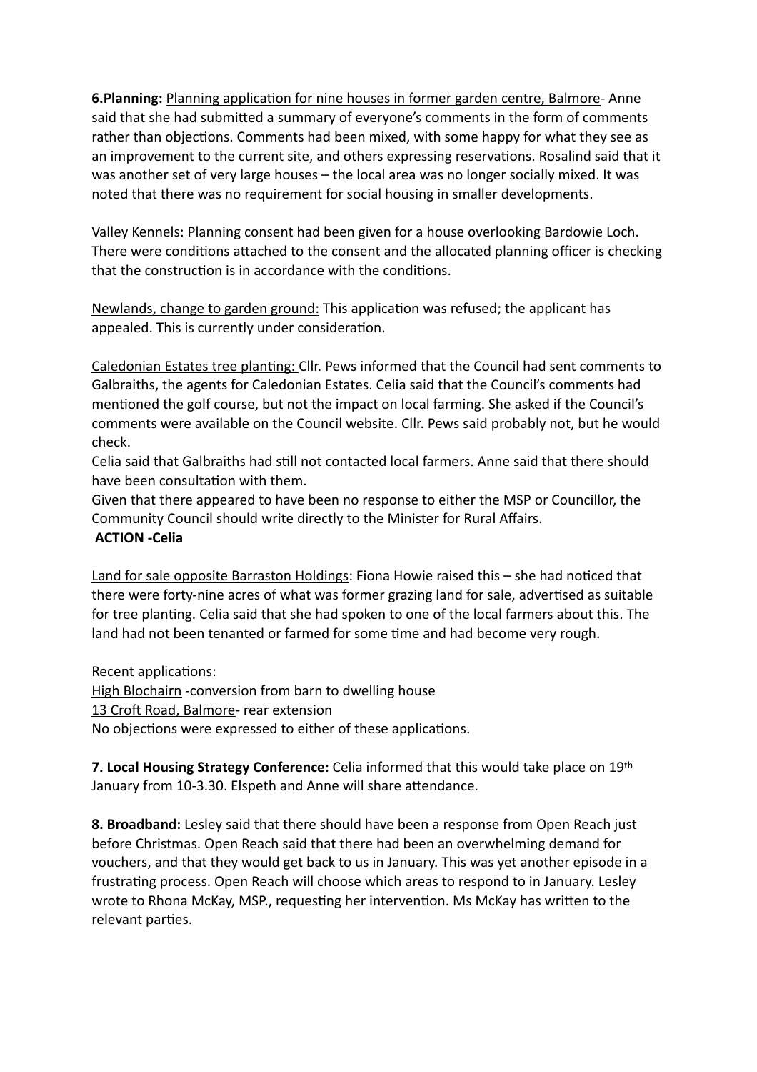**6.Planning:** Planning application for nine houses in former garden centre, Balmore- Anne said that she had submitted a summary of everyone's comments in the form of comments rather than objections. Comments had been mixed, with some happy for what they see as an improvement to the current site, and others expressing reservations. Rosalind said that it was another set of very large houses – the local area was no longer socially mixed. It was noted that there was no requirement for social housing in smaller developments.

Valley Kennels: Planning consent had been given for a house overlooking Bardowie Loch. There were conditions attached to the consent and the allocated planning officer is checking that the construction is in accordance with the conditions.

Newlands, change to garden ground: This application was refused; the applicant has appealed. This is currently under consideration.

Caledonian Estates tree planting: Cllr. Pews informed that the Council had sent comments to Galbraiths, the agents for Caledonian Estates. Celia said that the Council's comments had mentioned the golf course, but not the impact on local farming. She asked if the Council's comments were available on the Council website. Cllr. Pews said probably not, but he would check.

Celia said that Galbraiths had still not contacted local farmers. Anne said that there should have been consultation with them.

Given that there appeared to have been no response to either the MSP or Councillor, the Community Council should write directly to the Minister for Rural Affairs.

**ACTION -Celia**

Land for sale opposite Barraston Holdings: Fiona Howie raised this – she had noticed that there were forty-nine acres of what was former grazing land for sale, advertised as suitable for tree planting. Celia said that she had spoken to one of the local farmers about this. The land had not been tenanted or farmed for some time and had become very rough.

Recent applications:

High Blochairn -conversion from barn to dwelling house

13 Croft Road, Balmore- rear extension

No objections were expressed to either of these applications.

**7. Local Housing Strategy Conference:** Celia informed that this would take place on 19th January from 10-3.30. Elspeth and Anne will share attendance.

**8. Broadband:** Lesley said that there should have been a response from Open Reach just before Christmas. Open Reach said that there had been an overwhelming demand for vouchers, and that they would get back to us in January. This was yet another episode in a frustrating process. Open Reach will choose which areas to respond to in January. Lesley wrote to Rhona McKay, MSP., requesting her intervention. Ms McKay has written to the relevant parties.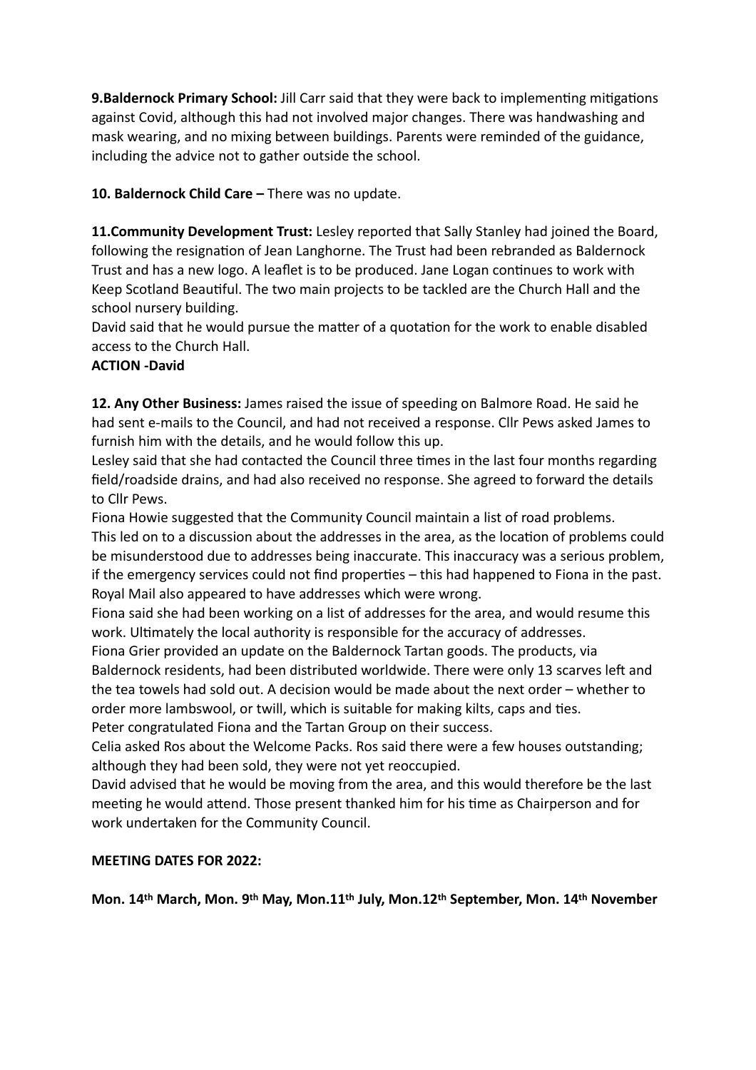**9.Baldernock Primary School:** Jill Carr said that they were back to implementing mitigations against Covid, although this had not involved major changes. There was handwashing and mask wearing, and no mixing between buildings. Parents were reminded of the guidance, including the advice not to gather outside the school.

**10. Baldernock Child Care –** There was no update.

**11.Community Development Trust:** Lesley reported that Sally Stanley had joined the Board, following the resignation of Jean Langhorne. The Trust had been rebranded as Baldernock Trust and has a new logo. A leaflet is to be produced. Jane Logan continues to work with Keep Scotland Beautiful. The two main projects to be tackled are the Church Hall and the school nursery building.
David said that he would pursue the matter of a quotation for the work to enable disabled access to the Church Hall.
**ACTION -David**

**12. Any Other Business:** James raised the issue of speeding on Balmore Road. He said he had sent e-mails to the Council, and had not received a response. Cllr Pews asked James to furnish him with the details, and he would follow this up.
Lesley said that she had contacted the Council three times in the last four months regarding field/roadside drains, and had also received no response. She agreed to forward the details to Cllr Pews.
Fiona Howie suggested that the Community Council maintain a list of road problems.
This led on to a discussion about the addresses in the area, as the location of problems could be misunderstood due to addresses being inaccurate. This inaccuracy was a serious problem, if the emergency services could not find properties – this had happened to Fiona in the past. Royal Mail also appeared to have addresses which were wrong.
Fiona said she had been working on a list of addresses for the area, and would resume this work. Ultimately the local authority is responsible for the accuracy of addresses.
Fiona Grier provided an update on the Baldernock Tartan goods. The products, via Baldernock residents, had been distributed worldwide. There were only 13 scarves left and the tea towels had sold out. A decision would be made about the next order – whether to order more lambswool, or twill, which is suitable for making kilts, caps and ties.
Peter congratulated Fiona and the Tartan Group on their success.
Celia asked Ros about the Welcome Packs. Ros said there were a few houses outstanding; although they had been sold, they were not yet reoccupied.
David advised that he would be moving from the area, and this would therefore be the last meeting he would attend. Those present thanked him for his time as Chairperson and for work undertaken for the Community Council.

**MEETING DATES FOR 2022:**

**Mon. 14th March, Mon. 9th May, Mon.11th July, Mon.12th September, Mon. 14th November**